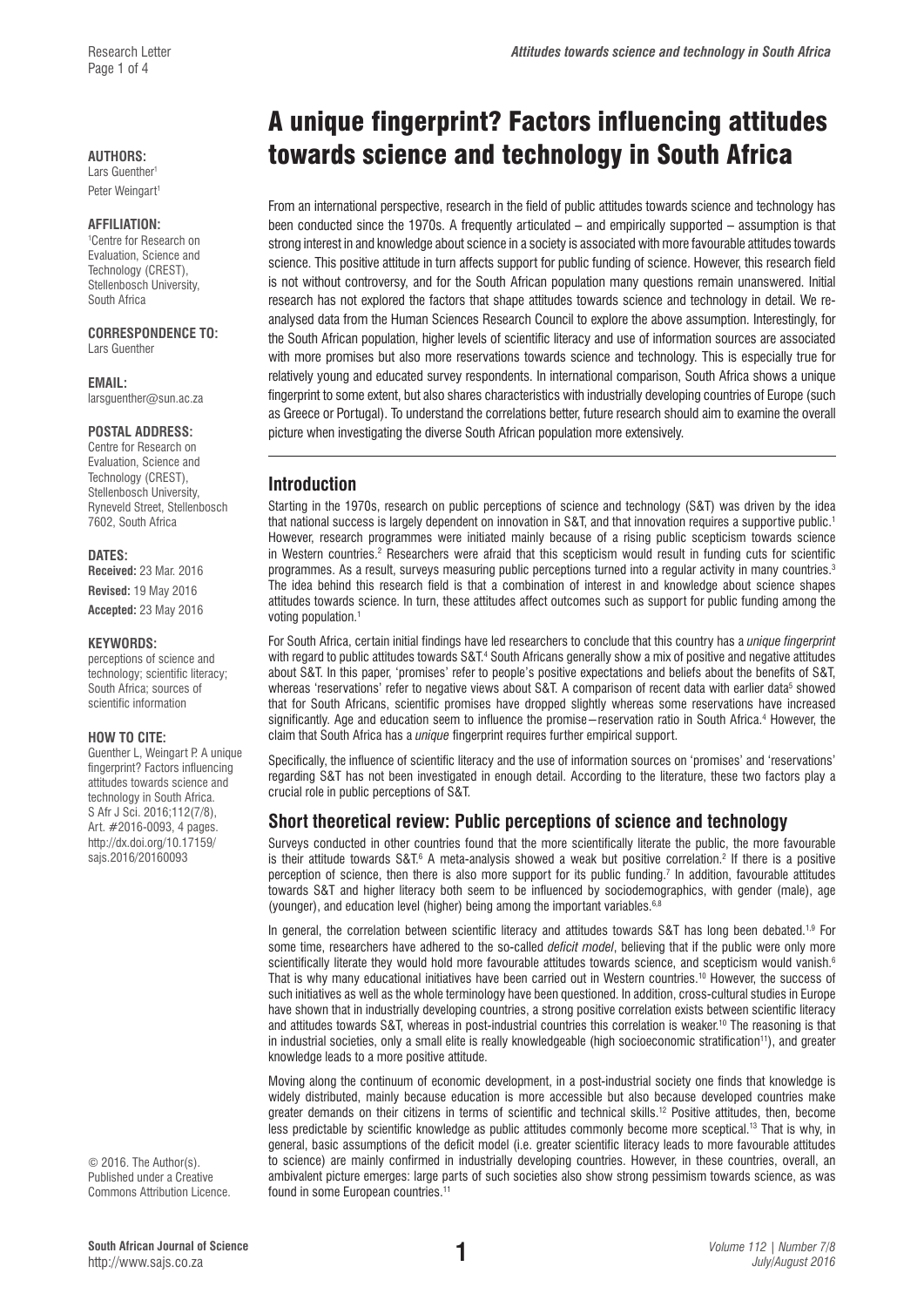# A unique fingerprint? Factors influencing attitudes towards science and technology in South Africa

**AUTHORS:**
Lars Guenther[1]
Peter Weingart[1]

**AFFILIATION:**
[1]Centre for Research on Evaluation, Science and Technology (CREST), Stellenbosch University, South Africa

**CORRESPONDENCE TO:**
Lars Guenther

**EMAIL:**
larsguenther@sun.ac.za

**POSTAL ADDRESS:**
Centre for Research on Evaluation, Science and Technology (CREST), Stellenbosch University, Ryneveld Street, Stellenbosch 7602, South Africa

**DATES:**
**Received:** 23 Mar. 2016
**Revised:** 19 May 2016
**Accepted:** 23 May 2016

**KEYWORDS:**
perceptions of science and technology; scientific literacy; South Africa; sources of scientific information

**HOW TO CITE:**
Guenther L, Weingart P. A unique fingerprint? Factors influencing attitudes towards science and technology in South Africa. S Afr J Sci. 2016;112(7/8), Art. #2016-0093, 4 pages. http://dx.doi.org/10.17159/sajs.2016/20160093

© 2016. The Author(s). Published under a Creative Commons Attribution Licence.

From an international perspective, research in the field of public attitudes towards science and technology has been conducted since the 1970s. A frequently articulated – and empirically supported – assumption is that strong interest in and knowledge about science in a society is associated with more favourable attitudes towards science. This positive attitude in turn affects support for public funding of science. However, this research field is not without controversy, and for the South African population many questions remain unanswered. Initial research has not explored the factors that shape attitudes towards science and technology in detail. We re-analysed data from the Human Sciences Research Council to explore the above assumption. Interestingly, for the South African population, higher levels of scientific literacy and use of information sources are associated with more promises but also more reservations towards science and technology. This is especially true for relatively young and educated survey respondents. In international comparison, South Africa shows a unique fingerprint to some extent, but also shares characteristics with industrially developing countries of Europe (such as Greece or Portugal). To understand the correlations better, future research should aim to examine the overall picture when investigating the diverse South African population more extensively.

## Introduction

Starting in the 1970s, research on public perceptions of science and technology (S&T) was driven by the idea that national success is largely dependent on innovation in S&T, and that innovation requires a supportive public.[1] However, research programmes were initiated mainly because of a rising public scepticism towards science in Western countries.[2] Researchers were afraid that this scepticism would result in funding cuts for scientific programmes. As a result, surveys measuring public perceptions turned into a regular activity in many countries.[3] The idea behind this research field is that a combination of interest in and knowledge about science shapes attitudes towards science. In turn, these attitudes affect outcomes such as support for public funding among the voting population.[1]

For South Africa, certain initial findings have led researchers to conclude that this country has a *unique fingerprint* with regard to public attitudes towards S&T.[4] South Africans generally show a mix of positive and negative attitudes about S&T. In this paper, 'promises' refer to people's positive expectations and beliefs about the benefits of S&T, whereas 'reservations' refer to negative views about S&T. A comparison of recent data with earlier data[5] showed that for South Africans, scientific promises have dropped slightly whereas some reservations have increased significantly. Age and education seem to influence the promise–reservation ratio in South Africa.[4] However, the claim that South Africa has a *unique* fingerprint requires further empirical support.

Specifically, the influence of scientific literacy and the use of information sources on 'promises' and 'reservations' regarding S&T has not been investigated in enough detail. According to the literature, these two factors play a crucial role in public perceptions of S&T.

## Short theoretical review: Public perceptions of science and technology

Surveys conducted in other countries found that the more scientifically literate the public, the more favourable is their attitude towards S&T.[6] A meta-analysis showed a weak but positive correlation.[2] If there is a positive perception of science, then there is also more support for its public funding.[7] In addition, favourable attitudes towards S&T and higher literacy both seem to be influenced by sociodemographics, with gender (male), age (younger), and education level (higher) being among the important variables.[6,8]

In general, the correlation between scientific literacy and attitudes towards S&T has long been debated.[1,9] For some time, researchers have adhered to the so-called *deficit model*, believing that if the public were only more scientifically literate they would hold more favourable attitudes towards science, and scepticism would vanish.[6] That is why many educational initiatives have been carried out in Western countries.[10] However, the success of such initiatives as well as the whole terminology have been questioned. In addition, cross-cultural studies in Europe have shown that in industrially developing countries, a strong positive correlation exists between scientific literacy and attitudes towards S&T, whereas in post-industrial countries this correlation is weaker.[10] The reasoning is that in industrial societies, only a small elite is really knowledgeable (high socioeconomic stratification[11]), and greater knowledge leads to a more positive attitude.

Moving along the continuum of economic development, in a post-industrial society one finds that knowledge is widely distributed, mainly because education is more accessible but also because developed countries make greater demands on their citizens in terms of scientific and technical skills.[12] Positive attitudes, then, become less predictable by scientific knowledge as public attitudes commonly become more sceptical.[13] That is why, in general, basic assumptions of the deficit model (i.e. greater scientific literacy leads to more favourable attitudes to science) are mainly confirmed in industrially developing countries. However, in these countries, overall, an ambivalent picture emerges: large parts of such societies also show strong pessimism towards science, as was found in some European countries.[11]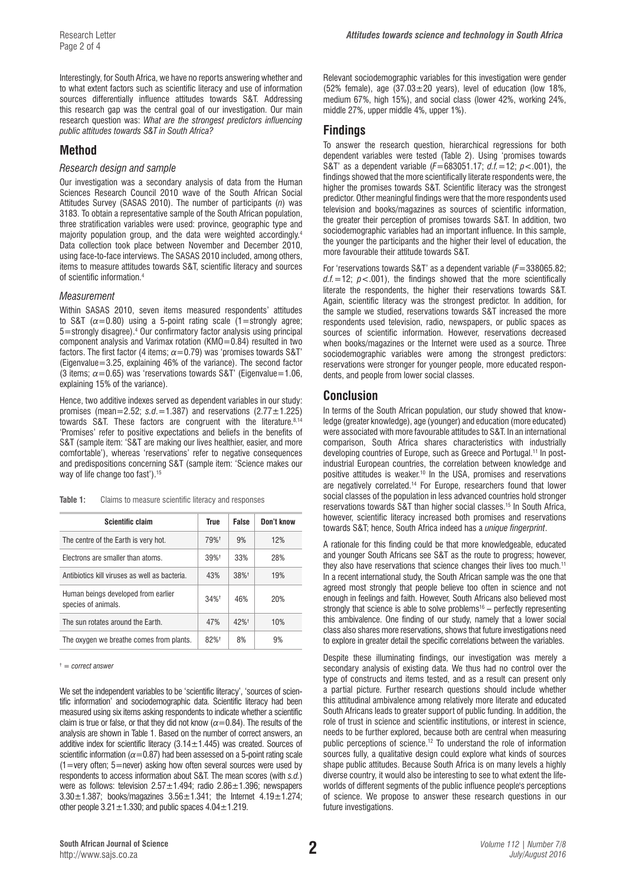Interestingly, for South Africa, we have no reports answering whether and to what extent factors such as scientific literacy and use of information sources differentially influence attitudes towards S&T. Addressing this research gap was the central goal of our investigation. Our main research question was: *What are the strongest predictors influencing public attitudes towards S&T in South Africa?*

## Method

### Research design and sample

Our investigation was a secondary analysis of data from the Human Sciences Research Council 2010 wave of the South African Social Attitudes Survey (SASAS 2010). The number of participants ($n$) was 3183. To obtain a representative sample of the South African population, three stratification variables were used: province, geographic type and majority population group, and the data were weighted accordingly.[4] Data collection took place between November and December 2010, using face-to-face interviews. The SASAS 2010 included, among others, items to measure attitudes towards S&T, scientific literacy and sources of scientific information.[4]

### Measurement

Within SASAS 2010, seven items measured respondents' attitudes to S&T ($\alpha$=0.80) using a 5-point rating scale (1=strongly agree; 5=strongly disagree).[4] Our confirmatory factor analysis using principal component analysis and Varimax rotation (KMO=0.84) resulted in two factors. The first factor (4 items; $\alpha$=0.79) was 'promises towards S&T' (Eigenvalue=3.25, explaining 46% of the variance). The second factor (3 items; $\alpha$=0.65) was 'reservations towards S&T' (Eigenvalue=1.06, explaining 15% of the variance).

Hence, two additive indexes served as dependent variables in our study: promises (mean=2.52; *s.d.*=1.387) and reservations (2.77±1.225) towards S&T. These factors are congruent with the literature.[8,14] 'Promises' refer to positive expectations and beliefs in the benefits of S&T (sample item: 'S&T are making our lives healthier, easier, and more comfortable'), whereas 'reservations' refer to negative consequences and predispositions concerning S&T (sample item: 'Science makes our way of life change too fast').[15]

**Table 1:** Claims to measure scientific literacy and responses

| Scientific claim | True | False | Don't know |
|---|---|---|---|
| The centre of the Earth is very hot. | 79%† | 9% | 12% |
| Electrons are smaller than atoms. | 39%† | 33% | 28% |
| Antibiotics kill viruses as well as bacteria. | 43% | 38%† | 19% |
| Human beings developed from earlier species of animals. | 34%† | 46% | 20% |
| The sun rotates around the Earth. | 47% | 42%† | 10% |
| The oxygen we breathe comes from plants. | 82%† | 8% | 9% |

† = *correct answer*

We set the independent variables to be 'scientific literacy', 'sources of scientific information' and sociodemographic data. Scientific literacy had been measured using six items asking respondents to indicate whether a scientific claim is true or false, or that they did not know ($\alpha$=0.84). The results of the analysis are shown in Table 1. Based on the number of correct answers, an additive index for scientific literacy (3.14±1.445) was created. Sources of scientific information ($\alpha$=0.87) had been assessed on a 5-point rating scale (1=very often; 5=never) asking how often several sources were used by respondents to access information about S&T. The mean scores (with *s.d.*) were as follows: television 2.57±1.494; radio 2.86±1.396; newspapers 3.30±1.387; books/magazines 3.56±1.341; the Internet 4.19±1.274; other people 3.21±1.330; and public spaces 4.04±1.219.

Relevant sociodemographic variables for this investigation were gender (52% female), age (37.03±20 years), level of education (low 18%, medium 67%, high 15%), and social class (lower 42%, working 24%, middle 27%, upper middle 4%, upper 1%).

## Findings

To answer the research question, hierarchical regressions for both dependent variables were tested (Table 2). Using 'promises towards S&T' as a dependent variable ($F$=683051.17; *d.f.*=12; $p$<.001), the findings showed that the more scientifically literate respondents were, the higher the promises towards S&T. Scientific literacy was the strongest predictor. Other meaningful findings were that the more respondents used television and books/magazines as sources of scientific information, the greater their perception of promises towards S&T. In addition, two sociodemographic variables had an important influence. In this sample, the younger the participants and the higher their level of education, the more favourable their attitude towards S&T.

For 'reservations towards S&T' as a dependent variable ($F$=338065.82; *d.f.*=12; $p$<.001), the findings showed that the more scientifically literate the respondents, the higher their reservations towards S&T. Again, scientific literacy was the strongest predictor. In addition, for the sample we studied, reservations towards S&T increased the more respondents used television, radio, newspapers, or public spaces as sources of scientific information. However, reservations decreased when books/magazines or the Internet were used as a source. Three sociodemographic variables were among the strongest predictors: reservations were stronger for younger people, more educated respondents, and people from lower social classes.

## Conclusion

In terms of the South African population, our study showed that knowledge (greater knowledge), age (younger) and education (more educated) were associated with more favourable attitudes to S&T. In an international comparison, South Africa shares characteristics with industrially developing countries of Europe, such as Greece and Portugal.[11] In post-industrial European countries, the correlation between knowledge and positive attitudes is weaker.[10] In the USA, promises and reservations are negatively correlated.[14] For Europe, researchers found that lower social classes of the population in less advanced countries hold stronger reservations towards S&T than higher social classes.[15] In South Africa, however, scientific literacy increased both promises and reservations towards S&T; hence, South Africa indeed has a *unique fingerprint*.

A rationale for this finding could be that more knowledgeable, educated and younger South Africans see S&T as the route to progress; however, they also have reservations that science changes their lives too much.[11] In a recent international study, the South African sample was the one that agreed most strongly that people believe too often in science and not enough in feelings and faith. However, South Africans also believed most strongly that science is able to solve problems[16] – perfectly representing this ambivalence. One finding of our study, namely that a lower social class also shares more reservations, shows that future investigations need to explore in greater detail the specific correlations between the variables.

Despite these illuminating findings, our investigation was merely a secondary analysis of existing data. We thus had no control over the type of constructs and items tested, and as a result can present only a partial picture. Further research questions should include whether this attitudinal ambivalence among relatively more literate and educated South Africans leads to greater support of public funding. In addition, the role of trust in science and scientific institutions, or interest in science, needs to be further explored, because both are central when measuring public perceptions of science.[12] To understand the role of information sources fully, a qualitative design could explore what kinds of sources shape public attitudes. Because South Africa is on many levels a highly diverse country, it would also be interesting to see to what extent the life-worlds of different segments of the public influence people's perceptions of science. We propose to answer these research questions in our future investigations.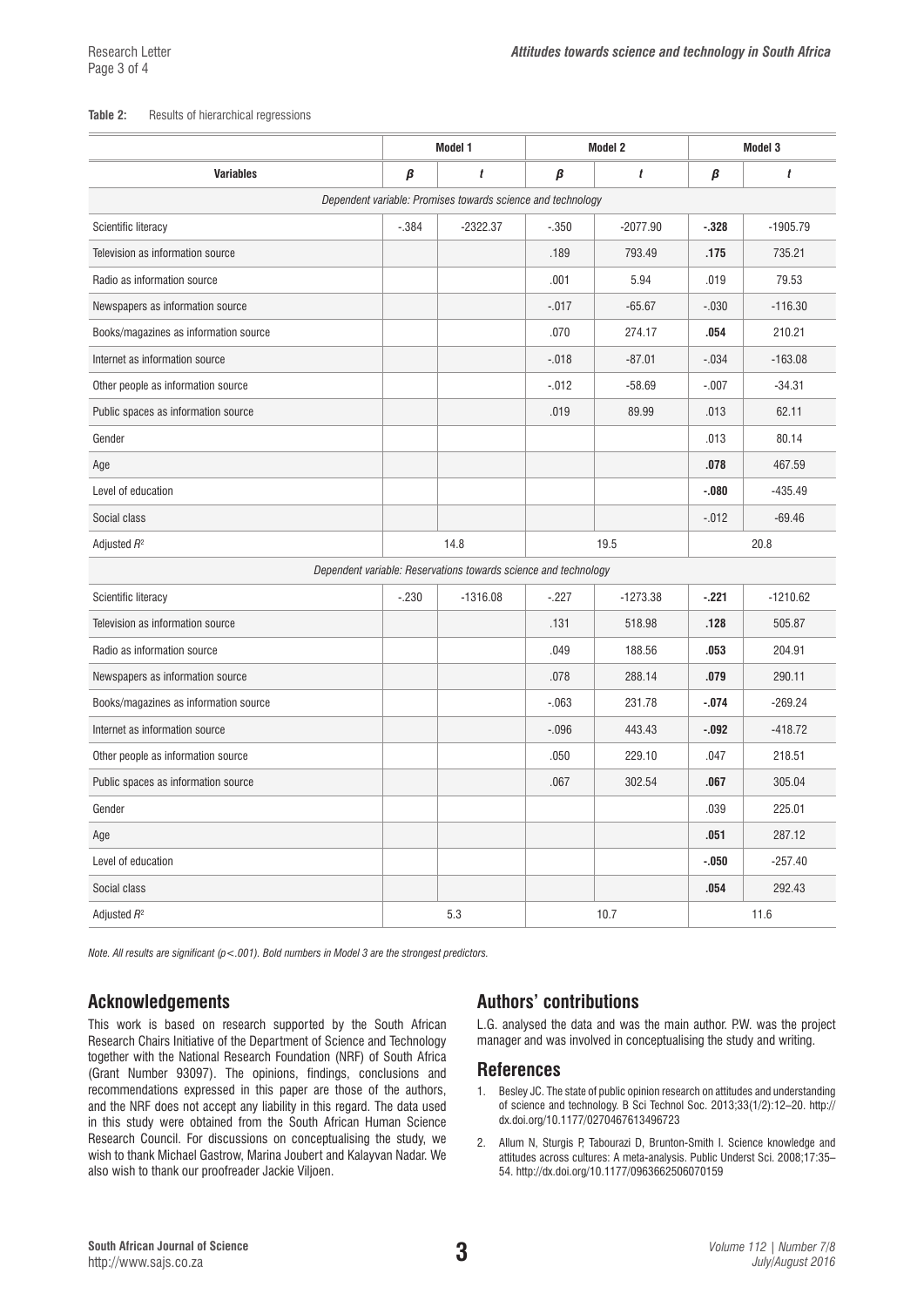**Table 2:** Results of hierarchical regressions

| | Model 1 | | Model 2 | | Model 3 | |
|---|---|---|---|---|---|---|
| **Variables** | ***β*** | ***t*** | ***β*** | ***t*** | ***β*** | ***t*** |
| *Dependent variable: Promises towards science and technology* | | | | | | |
| Scientific literacy | -.384 | -2322.37 | -.350 | -2077.90 | **-.328** | -1905.79 |
| Television as information source | | | .189 | 793.49 | **.175** | 735.21 |
| Radio as information source | | | .001 | 5.94 | .019 | 79.53 |
| Newspapers as information source | | | -.017 | -65.67 | -.030 | -116.30 |
| Books/magazines as information source | | | .070 | 274.17 | **.054** | 210.21 |
| Internet as information source | | | -.018 | -87.01 | -.034 | -163.08 |
| Other people as information source | | | -.012 | -58.69 | -.007 | -34.31 |
| Public spaces as information source | | | .019 | 89.99 | .013 | 62.11 |
| Gender | | | | | .013 | 80.14 |
| Age | | | | | **.078** | 467.59 |
| Level of education | | | | | **-.080** | -435.49 |
| Social class | | | | | -.012 | -69.46 |
| Adjusted $R^2$ | 14.8 | | 19.5 | | 20.8 | |
| *Dependent variable: Reservations towards science and technology* | | | | | | |
| Scientific literacy | -.230 | -1316.08 | -.227 | -1273.38 | **-.221** | -1210.62 |
| Television as information source | | | .131 | 518.98 | **.128** | 505.87 |
| Radio as information source | | | .049 | 188.56 | **.053** | 204.91 |
| Newspapers as information source | | | .078 | 288.14 | **.079** | 290.11 |
| Books/magazines as information source | | | -.063 | 231.78 | **-.074** | -269.24 |
| Internet as information source | | | -.096 | 443.43 | **-.092** | -418.72 |
| Other people as information source | | | .050 | 229.10 | .047 | 218.51 |
| Public spaces as information source | | | .067 | 302.54 | **.067** | 305.04 |
| Gender | | | | | .039 | 225.01 |
| Age | | | | | **.051** | 287.12 |
| Level of education | | | | | **-.050** | -257.40 |
| Social class | | | | | **.054** | 292.43 |
| Adjusted $R^2$ | 5.3 | | 10.7 | | 11.6 | |

*Note. All results are significant ($p<.001$). Bold numbers in Model 3 are the strongest predictors.*

## Acknowledgements

This work is based on research supported by the South African Research Chairs Initiative of the Department of Science and Technology together with the National Research Foundation (NRF) of South Africa (Grant Number 93097). The opinions, findings, conclusions and recommendations expressed in this paper are those of the authors, and the NRF does not accept any liability in this regard. The data used in this study were obtained from the South African Human Science Research Council. For discussions on conceptualising the study, we wish to thank Michael Gastrow, Marina Joubert and Kalayvan Nadar. We also wish to thank our proofreader Jackie Viljoen.

## Authors' contributions

L.G. analysed the data and was the main author. P.W. was the project manager and was involved in conceptualising the study and writing.

## References

1. Besley JC. The state of public opinion research on attitudes and understanding of science and technology. B Sci Technol Soc. 2013;33(1/2):12–20. http://dx.doi.org/10.1177/0270467613496723
2. Allum N, Sturgis P, Tabourazi D, Brunton-Smith I. Science knowledge and attitudes across cultures: A meta-analysis. Public Underst Sci. 2008;17:35–54. http://dx.doi.org/10.1177/0963662506070159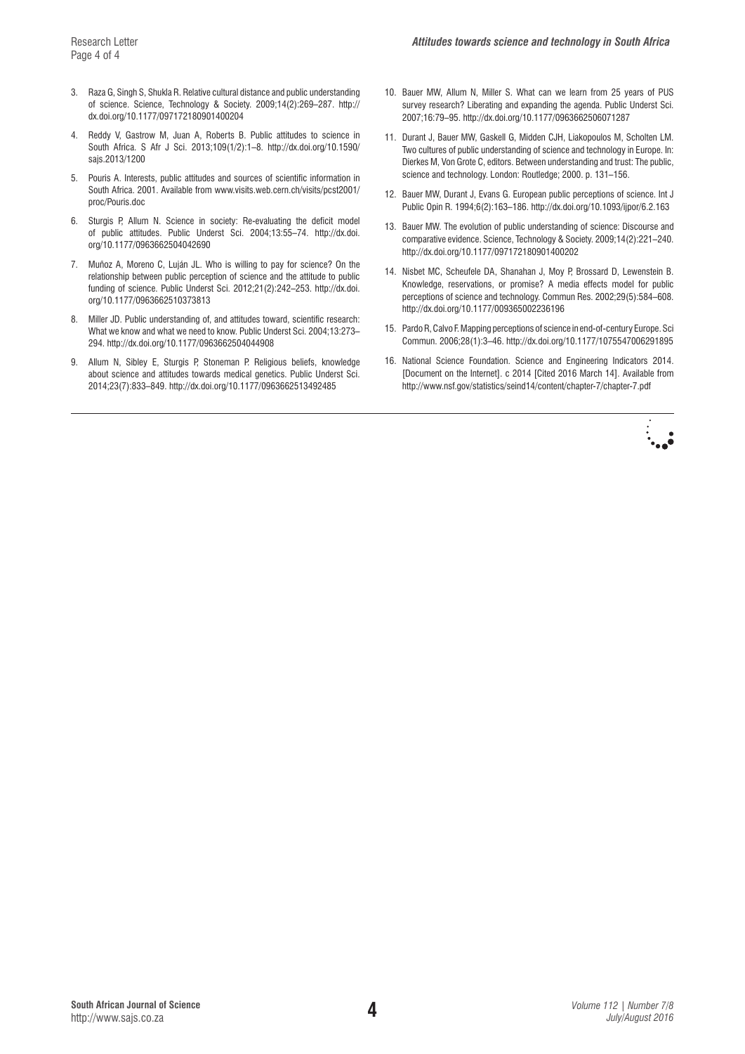3. Raza G, Singh S, Shukla R. Relative cultural distance and public understanding of science. Science, Technology & Society. 2009;14(2):269–287. http://dx.doi.org/10.1177/097172180901400204

4. Reddy V, Gastrow M, Juan A, Roberts B. Public attitudes to science in South Africa. S Afr J Sci. 2013;109(1/2):1–8. http://dx.doi.org/10.1590/sajs.2013/1200

5. Pouris A. Interests, public attitudes and sources of scientific information in South Africa. 2001. Available from www.visits.web.cern.ch/visits/pcst2001/proc/Pouris.doc

6. Sturgis P, Allum N. Science in society: Re-evaluating the deficit model of public attitudes. Public Underst Sci. 2004;13:55–74. http://dx.doi.org/10.1177/0963662504042690

7. Muñoz A, Moreno C, Luján JL. Who is willing to pay for science? On the relationship between public perception of science and the attitude to public funding of science. Public Underst Sci. 2012;21(2):242–253. http://dx.doi.org/10.1177/0963662510373813

8. Miller JD. Public understanding of, and attitudes toward, scientific research: What we know and what we need to know. Public Underst Sci. 2004;13:273–294. http://dx.doi.org/10.1177/0963662504044908

9. Allum N, Sibley E, Sturgis P, Stoneman P. Religious beliefs, knowledge about science and attitudes towards medical genetics. Public Underst Sci. 2014;23(7):833–849. http://dx.doi.org/10.1177/0963662513492485

10. Bauer MW, Allum N, Miller S. What can we learn from 25 years of PUS survey research? Liberating and expanding the agenda. Public Underst Sci. 2007;16:79–95. http://dx.doi.org/10.1177/0963662506071287

11. Durant J, Bauer MW, Gaskell G, Midden CJH, Liakopoulos M, Scholten LM. Two cultures of public understanding of science and technology in Europe. In: Dierkes M, Von Grote C, editors. Between understanding and trust: The public, science and technology. London: Routledge; 2000. p. 131–156.

12. Bauer MW, Durant J, Evans G. European public perceptions of science. Int J Public Opin R. 1994;6(2):163–186. http://dx.doi.org/10.1093/ijpor/6.2.163

13. Bauer MW. The evolution of public understanding of science: Discourse and comparative evidence. Science, Technology & Society. 2009;14(2):221–240. http://dx.doi.org/10.1177/097172180901400202

14. Nisbet MC, Scheufele DA, Shanahan J, Moy P, Brossard D, Lewenstein B. Knowledge, reservations, or promise? A media effects model for public perceptions of science and technology. Commun Res. 2002;29(5):584–608. http://dx.doi.org/10.1177/009365002236196

15. Pardo R, Calvo F. Mapping perceptions of science in end-of-century Europe. Sci Commun. 2006;28(1):3–46. http://dx.doi.org/10.1177/1075547006291895

16. National Science Foundation. Science and Engineering Indicators 2014. [Document on the Internet]. c 2014 [Cited 2016 March 14]. Available from http://www.nsf.gov/statistics/seind14/content/chapter-7/chapter-7.pdf